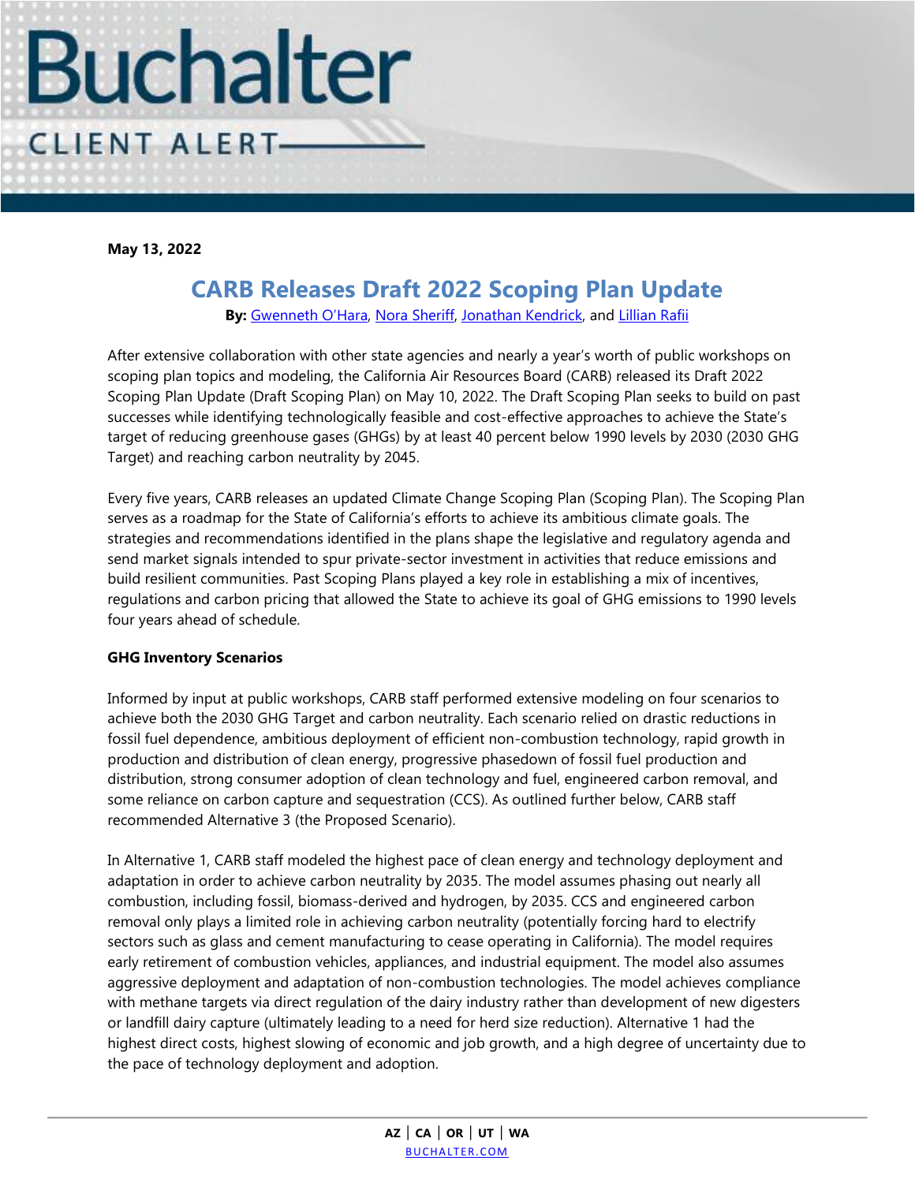**May 13, 2022**

# CARB Releases Draft 2022 Scoping Plan Update

**By:** Gwenneth O'Hara, Nora Sheriff, Jonathan Kendrick, and Lillian Rafii

After extensive collaboration with other state agencies and nearly a year's worth of public workshops on scoping plan topics and modeling, the California Air Resources Board (CARB) released its Draft 2022 Scoping Plan Update (Draft Scoping Plan) on May 10, 2022. The Draft Scoping Plan seeks to build on past successes while identifying technologically feasible and cost-effective approaches to achieve the State's target of reducing greenhouse gases (GHGs) by at least 40 percent below 1990 levels by 2030 (2030 GHG Target) and reaching carbon neutrality by 2045.

Every five years, CARB releases an updated Climate Change Scoping Plan (Scoping Plan). The Scoping Plan serves as a roadmap for the State of California's efforts to achieve its ambitious climate goals. The strategies and recommendations identified in the plans shape the legislative and regulatory agenda and send market signals intended to spur private-sector investment in activities that reduce emissions and build resilient communities. Past Scoping Plans played a key role in establishing a mix of incentives, regulations and carbon pricing that allowed the State to achieve its goal of GHG emissions to 1990 levels four years ahead of schedule.

**GHG Inventory Scenarios**

Informed by input at public workshops, CARB staff performed extensive modeling on four scenarios to achieve both the 2030 GHG Target and carbon neutrality. Each scenario relied on drastic reductions in fossil fuel dependence, ambitious deployment of efficient non-combustion technology, rapid growth in production and distribution of clean energy, progressive phasedown of fossil fuel production and distribution, strong consumer adoption of clean technology and fuel, engineered carbon removal, and some reliance on carbon capture and sequestration (CCS). As outlined further below, CARB staff recommended Alternative 3 (the Proposed Scenario).

In Alternative 1, CARB staff modeled the highest pace of clean energy and technology deployment and adaptation in order to achieve carbon neutrality by 2035. The model assumes phasing out nearly all combustion, including fossil, biomass-derived and hydrogen, by 2035. CCS and engineered carbon removal only plays a limited role in achieving carbon neutrality (potentially forcing hard to electrify sectors such as glass and cement manufacturing to cease operating in California). The model requires early retirement of combustion vehicles, appliances, and industrial equipment. The model also assumes aggressive deployment and adaptation of non-combustion technologies. The model achieves compliance with methane targets via direct regulation of the dairy industry rather than development of new digesters or landfill dairy capture (ultimately leading to a need for herd size reduction). Alternative 1 had the highest direct costs, highest slowing of economic and job growth, and a high degree of uncertainty due to the pace of technology deployment and adoption.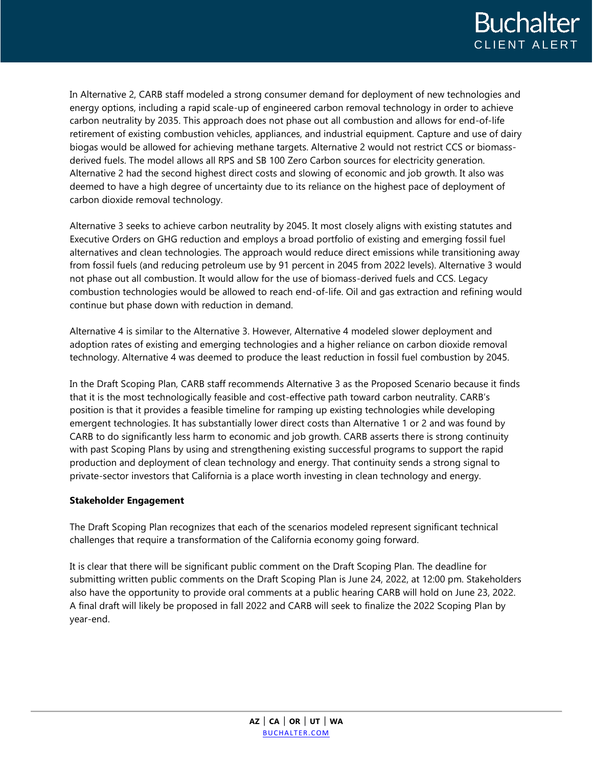In Alternative 2, CARB staff modeled a strong consumer demand for deployment of new technologies and energy options, including a rapid scale-up of engineered carbon removal technology in order to achieve carbon neutrality by 2035. This approach does not phase out all combustion and allows for end-of-life retirement of existing combustion vehicles, appliances, and industrial equipment. Capture and use of dairy biogas would be allowed for achieving methane targets. Alternative 2 would not restrict CCS or biomass-derived fuels. The model allows all RPS and SB 100 Zero Carbon sources for electricity generation. Alternative 2 had the second highest direct costs and slowing of economic and job growth. It also was deemed to have a high degree of uncertainty due to its reliance on the highest pace of deployment of carbon dioxide removal technology.

Alternative 3 seeks to achieve carbon neutrality by 2045. It most closely aligns with existing statutes and Executive Orders on GHG reduction and employs a broad portfolio of existing and emerging fossil fuel alternatives and clean technologies. The approach would reduce direct emissions while transitioning away from fossil fuels (and reducing petroleum use by 91 percent in 2045 from 2022 levels). Alternative 3 would not phase out all combustion. It would allow for the use of biomass-derived fuels and CCS. Legacy combustion technologies would be allowed to reach end-of-life. Oil and gas extraction and refining would continue but phase down with reduction in demand.

Alternative 4 is similar to the Alternative 3. However, Alternative 4 modeled slower deployment and adoption rates of existing and emerging technologies and a higher reliance on carbon dioxide removal technology. Alternative 4 was deemed to produce the least reduction in fossil fuel combustion by 2045.

In the Draft Scoping Plan, CARB staff recommends Alternative 3 as the Proposed Scenario because it finds that it is the most technologically feasible and cost-effective path toward carbon neutrality. CARB's position is that it provides a feasible timeline for ramping up existing technologies while developing emergent technologies. It has substantially lower direct costs than Alternative 1 or 2 and was found by CARB to do significantly less harm to economic and job growth. CARB asserts there is strong continuity with past Scoping Plans by using and strengthening existing successful programs to support the rapid production and deployment of clean technology and energy. That continuity sends a strong signal to private-sector investors that California is a place worth investing in clean technology and energy.

**Stakeholder Engagement**

The Draft Scoping Plan recognizes that each of the scenarios modeled represent significant technical challenges that require a transformation of the California economy going forward.

It is clear that there will be significant public comment on the Draft Scoping Plan. The deadline for submitting written public comments on the Draft Scoping Plan is June 24, 2022, at 12:00 pm. Stakeholders also have the opportunity to provide oral comments at a public hearing CARB will hold on June 23, 2022. A final draft will likely be proposed in fall 2022 and CARB will seek to finalize the 2022 Scoping Plan by year-end.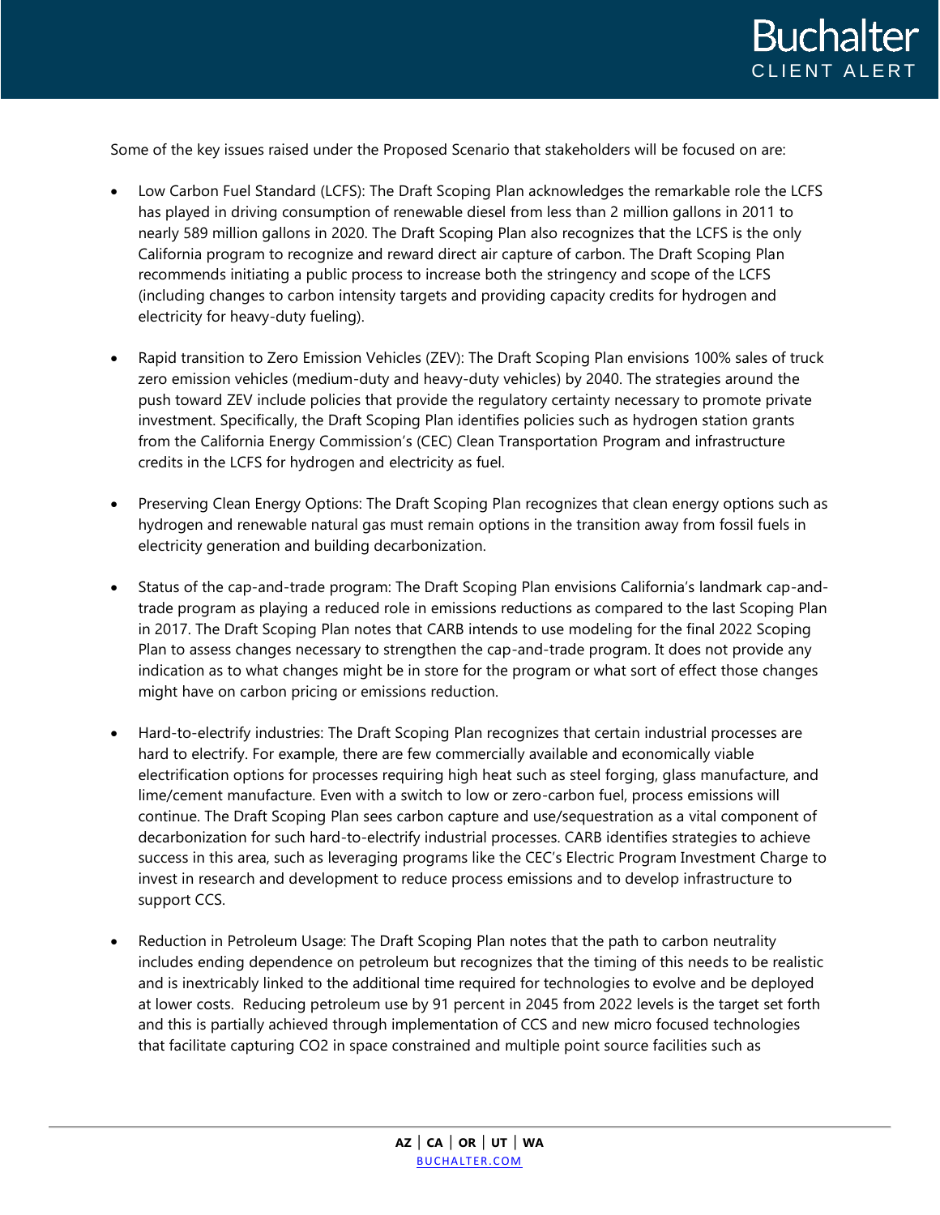Some of the key issues raised under the Proposed Scenario that stakeholders will be focused on are:

- Low Carbon Fuel Standard (LCFS): The Draft Scoping Plan acknowledges the remarkable role the LCFS has played in driving consumption of renewable diesel from less than 2 million gallons in 2011 to nearly 589 million gallons in 2020. The Draft Scoping Plan also recognizes that the LCFS is the only California program to recognize and reward direct air capture of carbon. The Draft Scoping Plan recommends initiating a public process to increase both the stringency and scope of the LCFS (including changes to carbon intensity targets and providing capacity credits for hydrogen and electricity for heavy-duty fueling).

- Rapid transition to Zero Emission Vehicles (ZEV): The Draft Scoping Plan envisions 100% sales of truck zero emission vehicles (medium-duty and heavy-duty vehicles) by 2040. The strategies around the push toward ZEV include policies that provide the regulatory certainty necessary to promote private investment. Specifically, the Draft Scoping Plan identifies policies such as hydrogen station grants from the California Energy Commission's (CEC) Clean Transportation Program and infrastructure credits in the LCFS for hydrogen and electricity as fuel.

- Preserving Clean Energy Options: The Draft Scoping Plan recognizes that clean energy options such as hydrogen and renewable natural gas must remain options in the transition away from fossil fuels in electricity generation and building decarbonization.

- Status of the cap-and-trade program: The Draft Scoping Plan envisions California's landmark cap-and-trade program as playing a reduced role in emissions reductions as compared to the last Scoping Plan in 2017. The Draft Scoping Plan notes that CARB intends to use modeling for the final 2022 Scoping Plan to assess changes necessary to strengthen the cap-and-trade program. It does not provide any indication as to what changes might be in store for the program or what sort of effect those changes might have on carbon pricing or emissions reduction.

- Hard-to-electrify industries: The Draft Scoping Plan recognizes that certain industrial processes are hard to electrify. For example, there are few commercially available and economically viable electrification options for processes requiring high heat such as steel forging, glass manufacture, and lime/cement manufacture. Even with a switch to low or zero-carbon fuel, process emissions will continue. The Draft Scoping Plan sees carbon capture and use/sequestration as a vital component of decarbonization for such hard-to-electrify industrial processes. CARB identifies strategies to achieve success in this area, such as leveraging programs like the CEC's Electric Program Investment Charge to invest in research and development to reduce process emissions and to develop infrastructure to support CCS.

- Reduction in Petroleum Usage: The Draft Scoping Plan notes that the path to carbon neutrality includes ending dependence on petroleum but recognizes that the timing of this needs to be realistic and is inextricably linked to the additional time required for technologies to evolve and be deployed at lower costs. Reducing petroleum use by 91 percent in 2045 from 2022 levels is the target set forth and this is partially achieved through implementation of CCS and new micro focused technologies that facilitate capturing $CO_2$ in space constrained and multiple point source facilities such as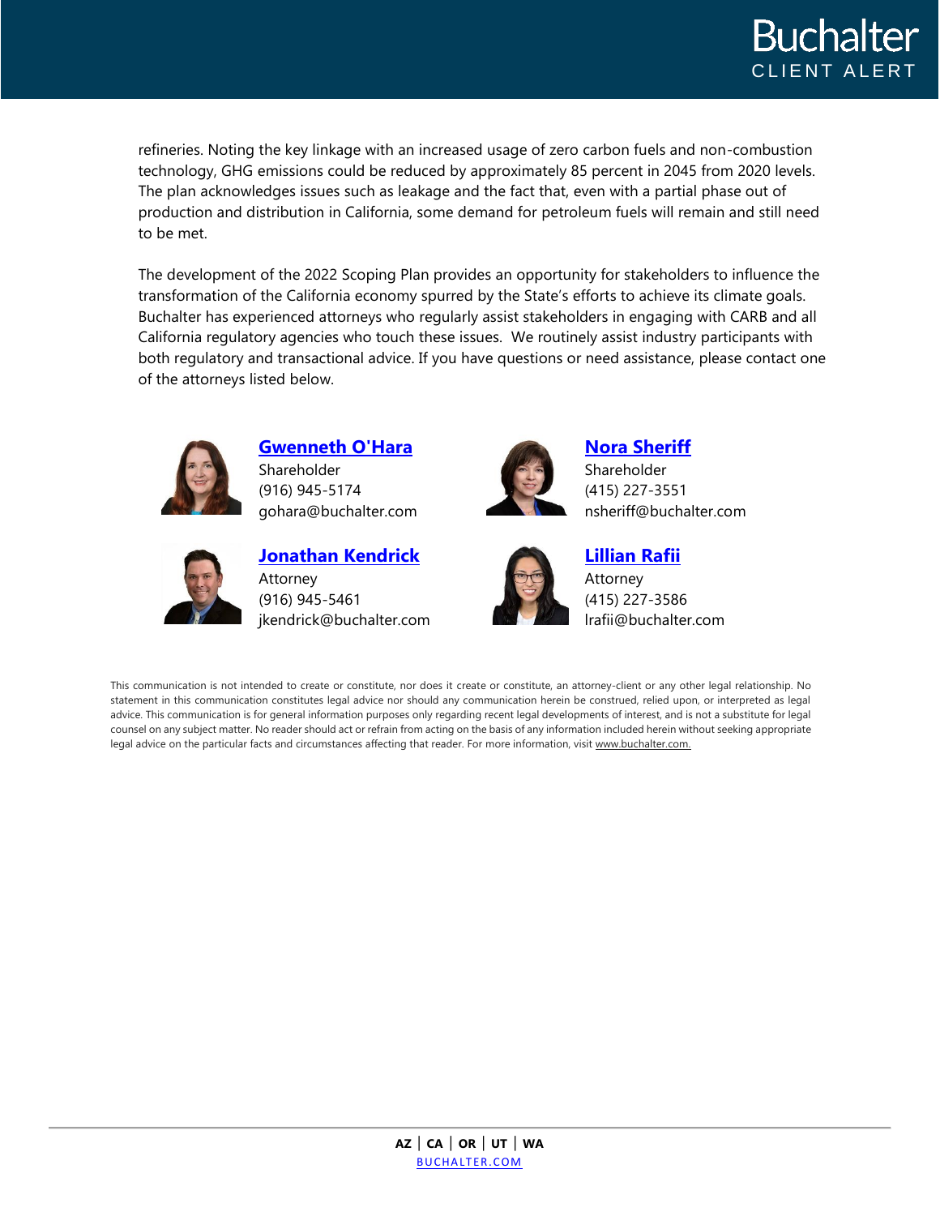refineries. Noting the key linkage with an increased usage of zero carbon fuels and non-combustion technology, GHG emissions could be reduced by approximately 85 percent in 2045 from 2020 levels. The plan acknowledges issues such as leakage and the fact that, even with a partial phase out of production and distribution in California, some demand for petroleum fuels will remain and still need to be met.

The development of the 2022 Scoping Plan provides an opportunity for stakeholders to influence the transformation of the California economy spurred by the State's efforts to achieve its climate goals. Buchalter has experienced attorneys who regularly assist stakeholders in engaging with CARB and all California regulatory agencies who touch these issues. We routinely assist industry participants with both regulatory and transactional advice. If you have questions or need assistance, please contact one of the attorneys listed below.

**Gwenneth O'Hara**
Shareholder
(916) 945-5174
gohara@buchalter.com

**Nora Sheriff**
Shareholder
(415) 227-3551
nsheriff@buchalter.com

**Jonathan Kendrick**
Attorney
(916) 945-5461
jkendrick@buchalter.com

**Lillian Rafii**
Attorney
(415) 227-3586
lrafii@buchalter.com

This communication is not intended to create or constitute, nor does it create or constitute, an attorney-client or any other legal relationship. No statement in this communication constitutes legal advice nor should any communication herein be construed, relied upon, or interpreted as legal advice. This communication is for general information purposes only regarding recent legal developments of interest, and is not a substitute for legal counsel on any subject matter. No reader should act or refrain from acting on the basis of any information included herein without seeking appropriate legal advice on the particular facts and circumstances affecting that reader. For more information, visit www.buchalter.com.